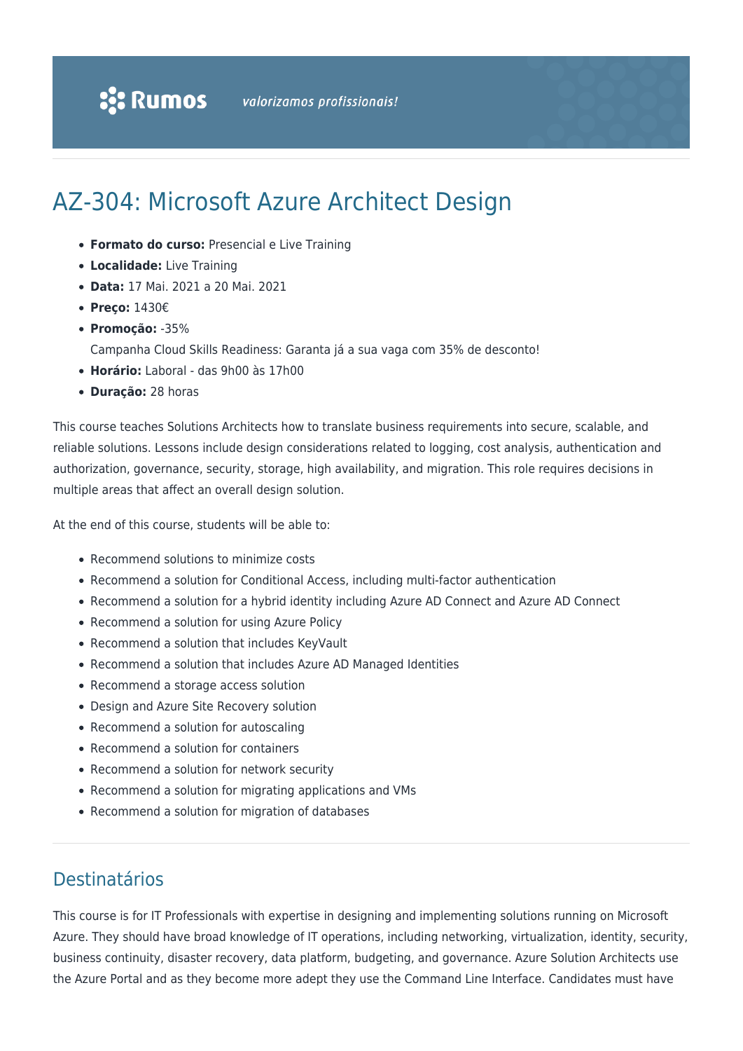# AZ-304: Microsoft Azure Architect Design

- **Formato do curso:** Presencial e Live Training
- **Localidade:** Live Training
- **Data:** 17 Mai. 2021 a 20 Mai. 2021
- **Preço:** 1430€
- **Promoção:** -35%
  Campanha Cloud Skills Readiness: Garanta já a sua vaga com 35% de desconto!
- **Horário:** Laboral - das 9h00 às 17h00
- **Duração:** 28 horas

This course teaches Solutions Architects how to translate business requirements into secure, scalable, and reliable solutions. Lessons include design considerations related to logging, cost analysis, authentication and authorization, governance, security, storage, high availability, and migration. This role requires decisions in multiple areas that affect an overall design solution.

At the end of this course, students will be able to:

- Recommend solutions to minimize costs
- Recommend a solution for Conditional Access, including multi-factor authentication
- Recommend a solution for a hybrid identity including Azure AD Connect and Azure AD Connect
- Recommend a solution for using Azure Policy
- Recommend a solution that includes KeyVault
- Recommend a solution that includes Azure AD Managed Identities
- Recommend a storage access solution
- Design and Azure Site Recovery solution
- Recommend a solution for autoscaling
- Recommend a solution for containers
- Recommend a solution for network security
- Recommend a solution for migrating applications and VMs
- Recommend a solution for migration of databases

## Destinatários

This course is for IT Professionals with expertise in designing and implementing solutions running on Microsoft Azure. They should have broad knowledge of IT operations, including networking, virtualization, identity, security, business continuity, disaster recovery, data platform, budgeting, and governance. Azure Solution Architects use the Azure Portal and as they become more adept they use the Command Line Interface. Candidates must have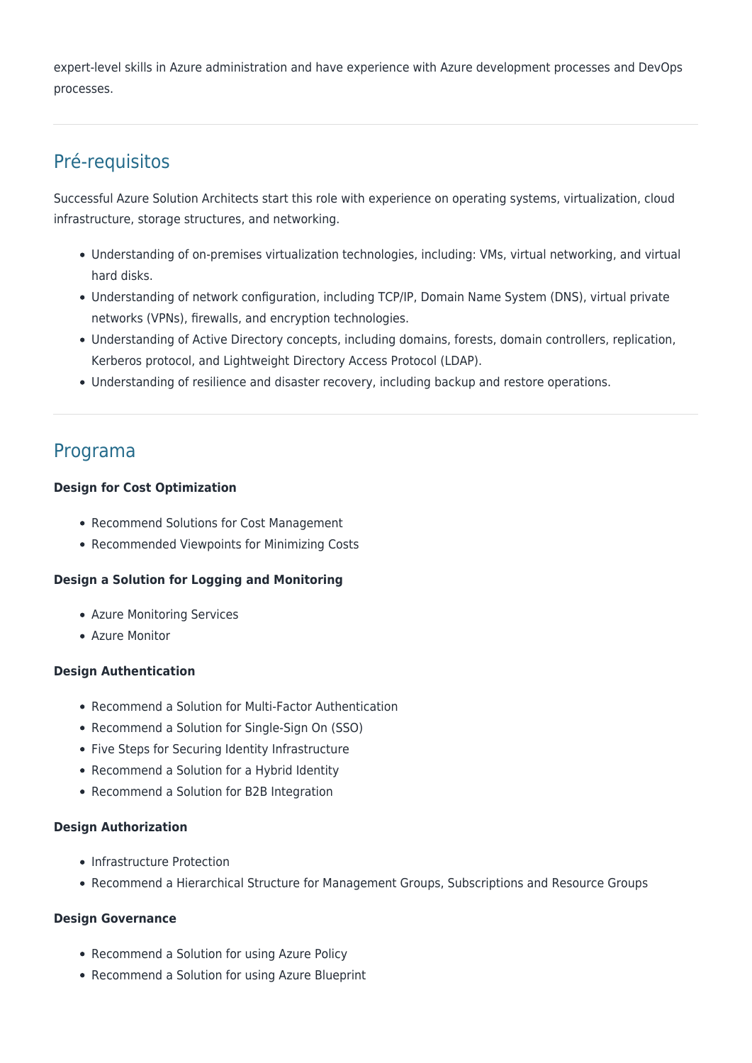expert-level skills in Azure administration and have experience with Azure development processes and DevOps processes.

---

## Pré-requisitos

Successful Azure Solution Architects start this role with experience on operating systems, virtualization, cloud infrastructure, storage structures, and networking.

- Understanding of on-premises virtualization technologies, including: VMs, virtual networking, and virtual hard disks.
- Understanding of network configuration, including TCP/IP, Domain Name System (DNS), virtual private networks (VPNs), firewalls, and encryption technologies.
- Understanding of Active Directory concepts, including domains, forests, domain controllers, replication, Kerberos protocol, and Lightweight Directory Access Protocol (LDAP).
- Understanding of resilience and disaster recovery, including backup and restore operations.

---

## Programa

**Design for Cost Optimization**

- Recommend Solutions for Cost Management
- Recommended Viewpoints for Minimizing Costs

**Design a Solution for Logging and Monitoring**

- Azure Monitoring Services
- Azure Monitor

**Design Authentication**

- Recommend a Solution for Multi-Factor Authentication
- Recommend a Solution for Single-Sign On (SSO)
- Five Steps for Securing Identity Infrastructure
- Recommend a Solution for a Hybrid Identity
- Recommend a Solution for B2B Integration

**Design Authorization**

- Infrastructure Protection
- Recommend a Hierarchical Structure for Management Groups, Subscriptions and Resource Groups

**Design Governance**

- Recommend a Solution for using Azure Policy
- Recommend a Solution for using Azure Blueprint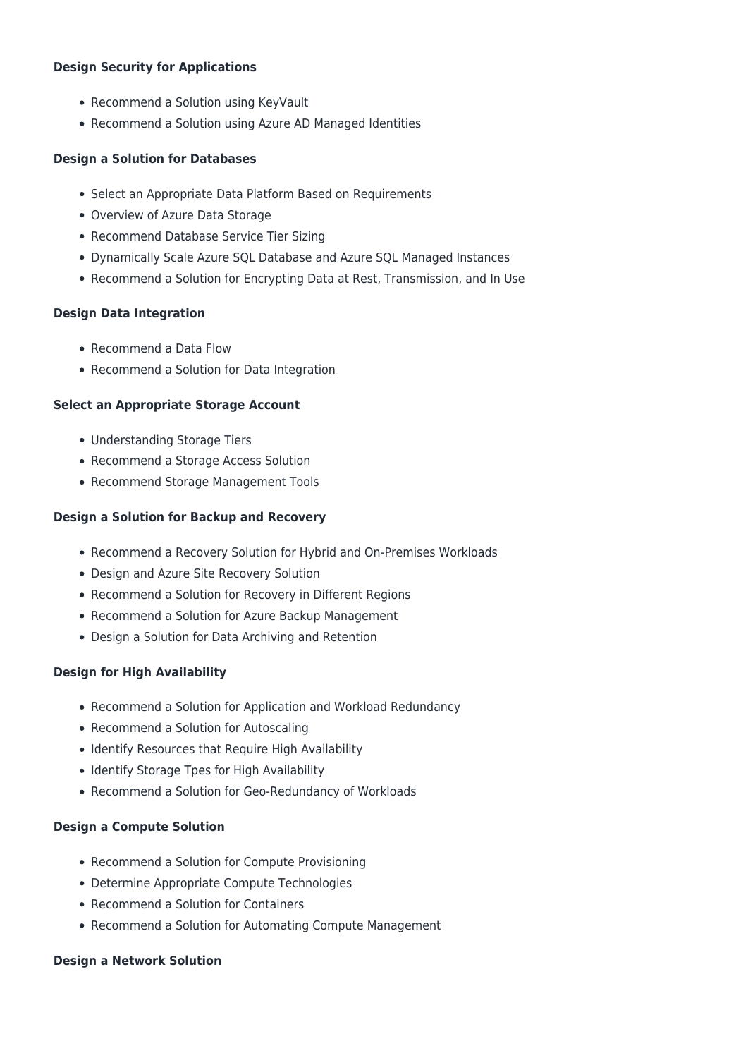**Design Security for Applications**

- Recommend a Solution using KeyVault
- Recommend a Solution using Azure AD Managed Identities

**Design a Solution for Databases**

- Select an Appropriate Data Platform Based on Requirements
- Overview of Azure Data Storage
- Recommend Database Service Tier Sizing
- Dynamically Scale Azure SQL Database and Azure SQL Managed Instances
- Recommend a Solution for Encrypting Data at Rest, Transmission, and In Use

**Design Data Integration**

- Recommend a Data Flow
- Recommend a Solution for Data Integration

**Select an Appropriate Storage Account**

- Understanding Storage Tiers
- Recommend a Storage Access Solution
- Recommend Storage Management Tools

**Design a Solution for Backup and Recovery**

- Recommend a Recovery Solution for Hybrid and On-Premises Workloads
- Design and Azure Site Recovery Solution
- Recommend a Solution for Recovery in Different Regions
- Recommend a Solution for Azure Backup Management
- Design a Solution for Data Archiving and Retention

**Design for High Availability**

- Recommend a Solution for Application and Workload Redundancy
- Recommend a Solution for Autoscaling
- Identify Resources that Require High Availability
- Identify Storage Tpes for High Availability
- Recommend a Solution for Geo-Redundancy of Workloads

**Design a Compute Solution**

- Recommend a Solution for Compute Provisioning
- Determine Appropriate Compute Technologies
- Recommend a Solution for Containers
- Recommend a Solution for Automating Compute Management

**Design a Network Solution**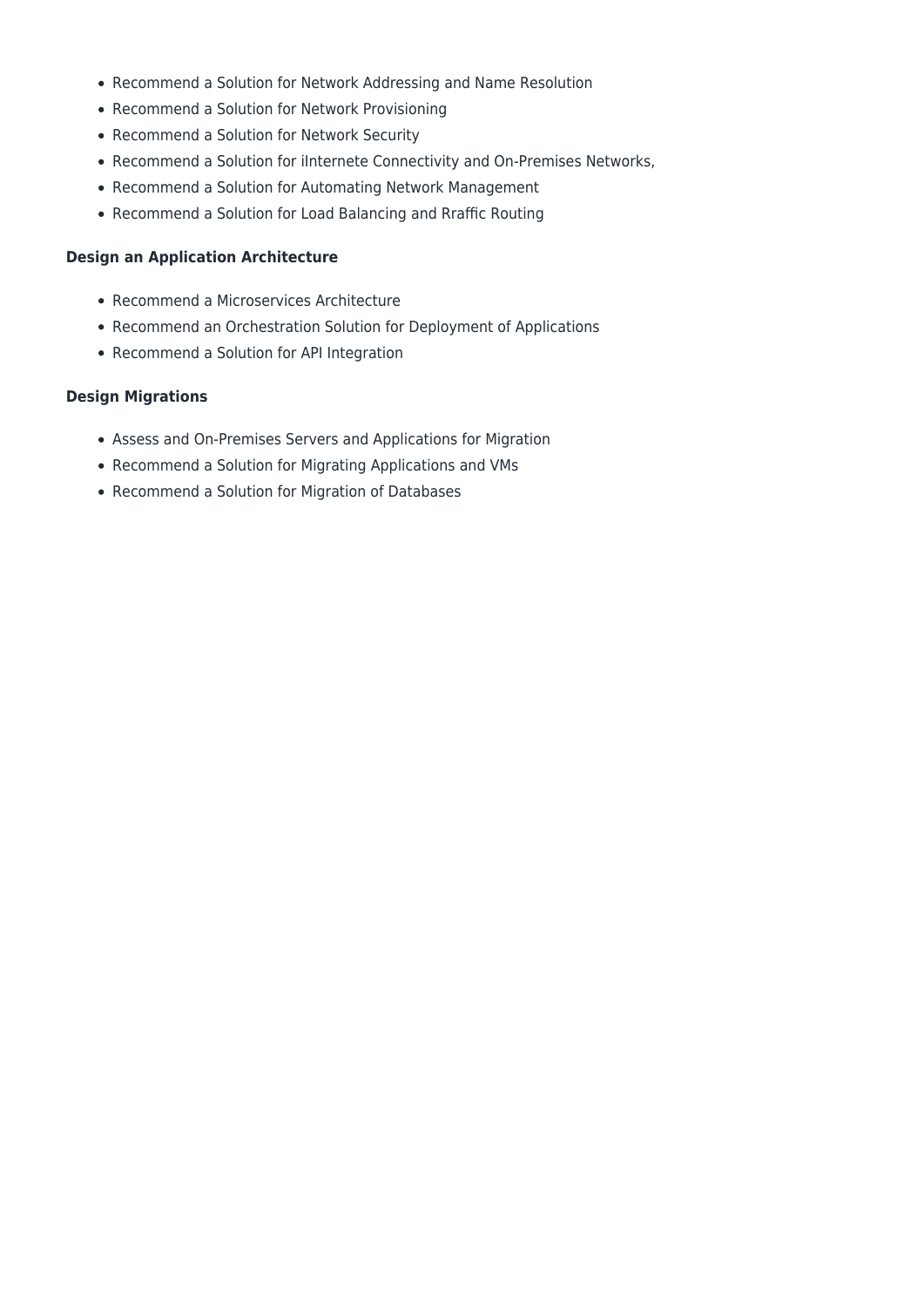- Recommend a Solution for Network Addressing and Name Resolution
- Recommend a Solution for Network Provisioning
- Recommend a Solution for Network Security
- Recommend a Solution for iInternete Connectivity and On-Premises Networks,
- Recommend a Solution for Automating Network Management
- Recommend a Solution for Load Balancing and Rraffic Routing

**Design an Application Architecture**

- Recommend a Microservices Architecture
- Recommend an Orchestration Solution for Deployment of Applications
- Recommend a Solution for API Integration

**Design Migrations**

- Assess and On-Premises Servers and Applications for Migration
- Recommend a Solution for Migrating Applications and VMs
- Recommend a Solution for Migration of Databases